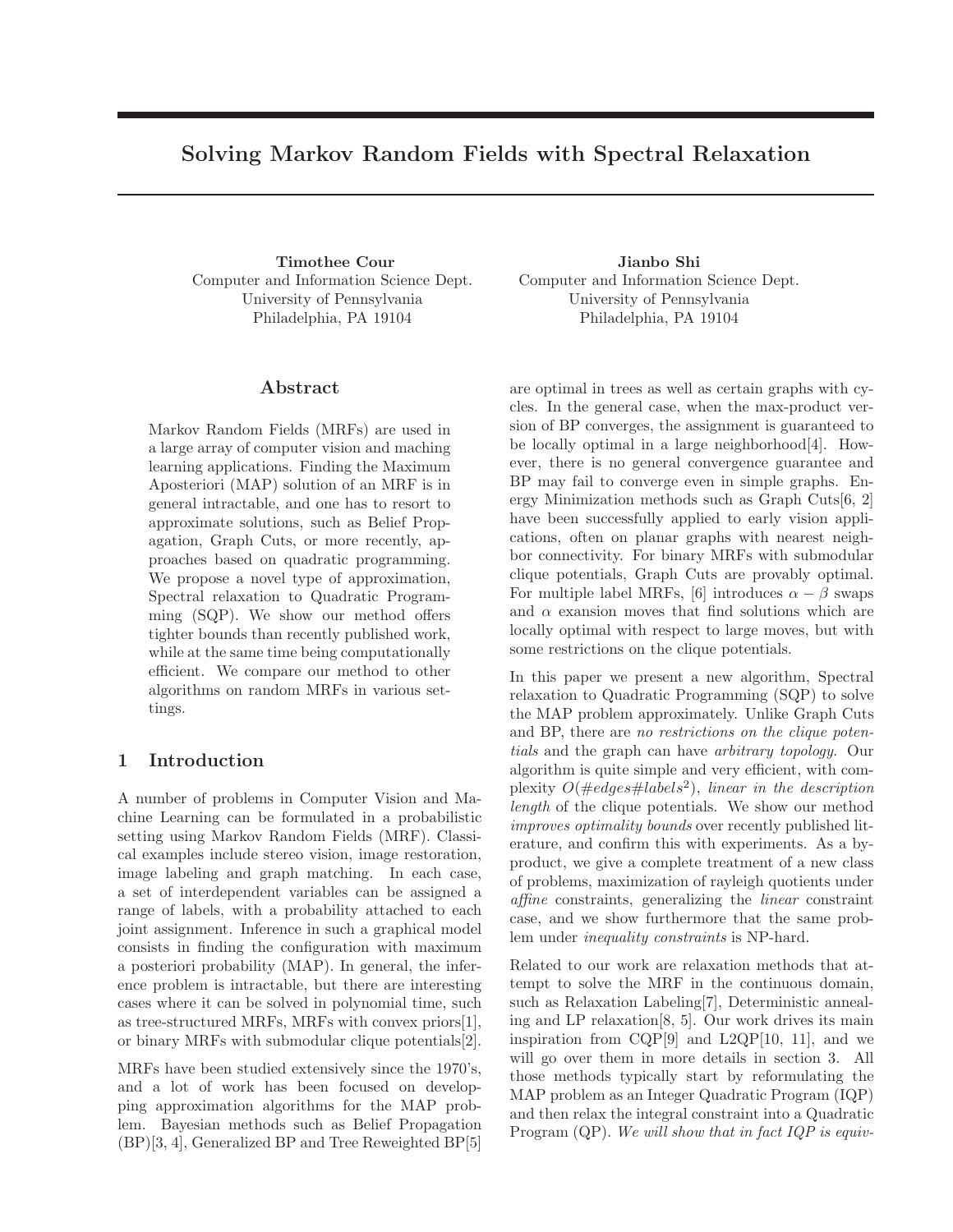# Solving Markov Random Fields with Spectral Relaxation

**Timothee Cour**
Computer and Information Science Dept.
University of Pennsylvania
Philadelphia, PA 19104

**Jianbo Shi**
Computer and Information Science Dept.
University of Pennsylvania
Philadelphia, PA 19104

## Abstract

Markov Random Fields (MRFs) are used in a large array of computer vision and maching learning applications. Finding the Maximum Aposteriori (MAP) solution of an MRF is in general intractable, and one has to resort to approximate solutions, such as Belief Propagation, Graph Cuts, or more recently, approaches based on quadratic programming. We propose a novel type of approximation, Spectral relaxation to Quadratic Programming (SQP). We show our method offers tighter bounds than recently published work, while at the same time being computationally efficient. We compare our method to other algorithms on random MRFs in various settings.

## 1 Introduction

A number of problems in Computer Vision and Machine Learning can be formulated in a probabilistic setting using Markov Random Fields (MRF). Classical examples include stereo vision, image restoration, image labeling and graph matching. In each case, a set of interdependent variables can be assigned a range of labels, with a probability attached to each joint assignment. Inference in such a graphical model consists in finding the configuration with maximum a posteriori probability (MAP). In general, the inference problem is intractable, but there are interesting cases where it can be solved in polynomial time, such as tree-structured MRFs, MRFs with convex priors[1], or binary MRFs with submodular clique potentials[2].

MRFs have been studied extensively since the 1970's, and a lot of work has been focused on developping approximation algorithms for the MAP problem. Bayesian methods such as Belief Propagation (BP)[3, 4], Generalized BP and Tree Reweighted BP[5] are optimal in trees as well as certain graphs with cycles. In the general case, when the max-product version of BP converges, the assignment is guaranteed to be locally optimal in a large neighborhood[4]. However, there is no general convergence guarantee and BP may fail to converge even in simple graphs. Energy Minimization methods such as Graph Cuts[6, 2] have been successfully applied to early vision applications, often on planar graphs with nearest neighbor connectivity. For binary MRFs with submodular clique potentials, Graph Cuts are provably optimal. For multiple label MRFs, [6] introduces $\alpha - \beta$ swaps and $\alpha$ exansion moves that find solutions which are locally optimal with respect to large moves, but with some restrictions on the clique potentials.

In this paper we present a new algorithm, Spectral relaxation to Quadratic Programming (SQP) to solve the MAP problem approximately. Unlike Graph Cuts and BP, there are *no restrictions on the clique potentials* and the graph can have *arbitrary topology*. Our algorithm is quite simple and very efficient, with complexity $O(\#edges\#labels^2)$, *linear in the description length* of the clique potentials. We show our method *improves optimality bounds* over recently published literature, and confirm this with experiments. As a by-product, we give a complete treatment of a new class of problems, maximization of rayleigh quotients under *affine* constraints, generalizing the *linear* constraint case, and we show furthermore that the same problem under *inequality constraints* is NP-hard.

Related to our work are relaxation methods that attempt to solve the MRF in the continuous domain, such as Relaxation Labeling[7], Deterministic annealing and LP relaxation[8, 5]. Our work drives its main inspiration from CQP[9] and L2QP[10, 11], and we will go over them in more details in section 3. All those methods typically start by reformulating the MAP problem as an Integer Quadratic Program (IQP) and then relax the integral constraint into a Quadratic Program (QP). *We will show that in fact IQP is equiv-*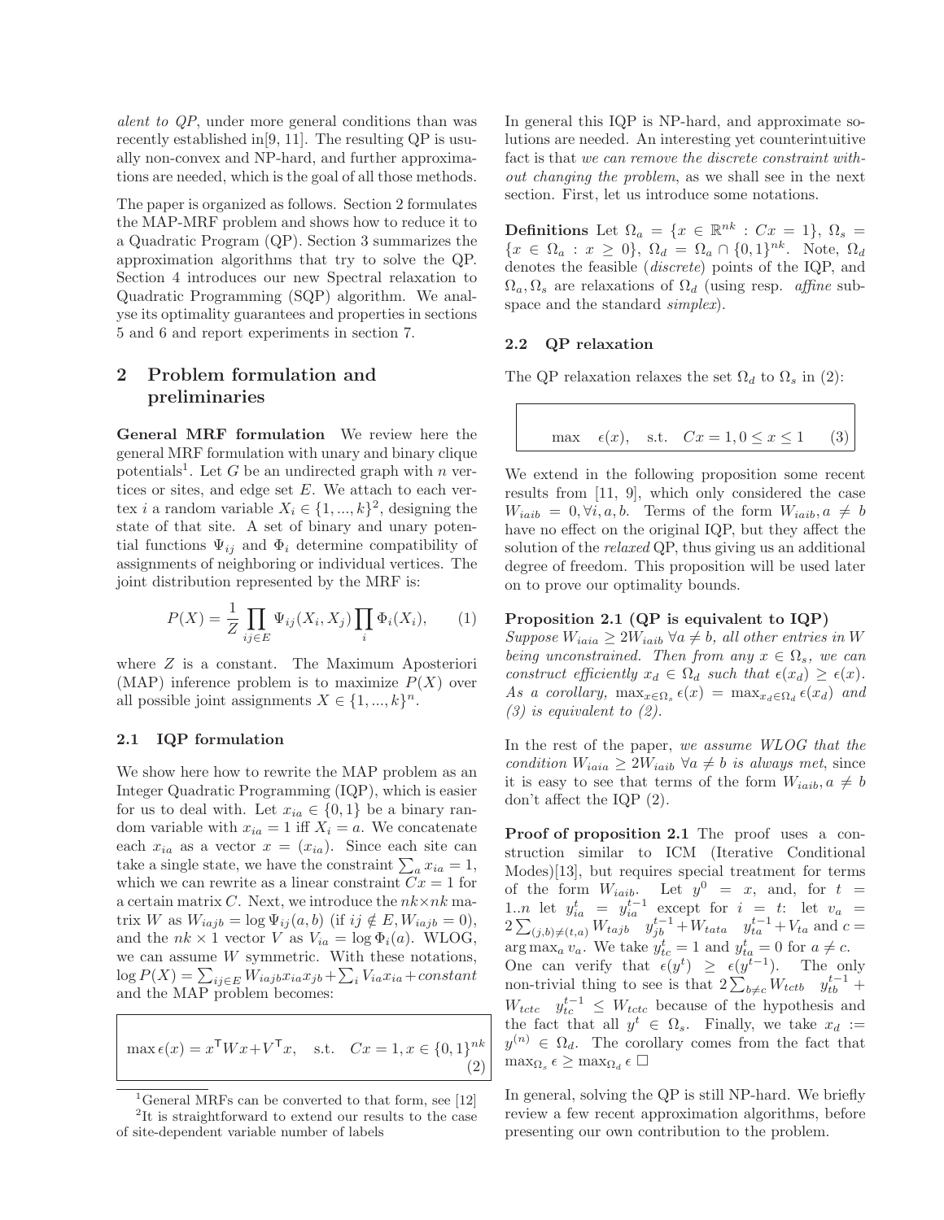*alent to QP*, under more general conditions than was recently established in[9, 11]. The resulting QP is usually non-convex and NP-hard, and further approximations are needed, which is the goal of all those methods.

The paper is organized as follows. Section 2 formulates the MAP-MRF problem and shows how to reduce it to a Quadratic Program (QP). Section 3 summarizes the approximation algorithms that try to solve the QP. Section 4 introduces our new Spectral relaxation to Quadratic Programming (SQP) algorithm. We analyse its optimality guarantees and properties in sections 5 and 6 and report experiments in section 7.

## 2 Problem formulation and preliminaries

**General MRF formulation** We review here the general MRF formulation with unary and binary clique potentials[1]. Let $G$ be an undirected graph with $n$ vertices or sites, and edge set $E$. We attach to each vertex $i$ a random variable $X_i \in \{1, ..., k\}$[2], designing the state of that site. A set of binary and unary potential functions $\Psi_{ij}$ and $\Phi_i$ determine compatibility of assignments of neighboring or individual vertices. The joint distribution represented by the MRF is:

$$P(X) = \frac{1}{Z} \prod_{ij \in E} \Psi_{ij}(X_i, X_j) \prod_i \Phi_i(X_i), \qquad (1)$$

where $Z$ is a constant. The Maximum Aposteriori (MAP) inference problem is to maximize $P(X)$ over all possible joint assignments $X \in \{1, ..., k\}^n$.

### 2.1 IQP formulation

We show here how to rewrite the MAP problem as an Integer Quadratic Programming (IQP), which is easier for us to deal with. Let $x_{ia} \in \{0, 1\}$ be a binary random variable with $x_{ia} = 1$ iff $X_i = a$. We concatenate each $x_{ia}$ as a vector $x = (x_{ia})$. Since each site can take a single state, we have the constraint $\sum_a x_{ia} = 1$, which we can rewrite as a linear constraint $Cx = 1$ for a certain matrix $C$. Next, we introduce the $nk \times nk$ matrix $W$ as $W_{iajb} = \log \Psi_{ij}(a, b)$ (if $ij \notin E, W_{iajb} = 0$), and the $nk \times 1$ vector $V$ as $V_{ia} = \log \Phi_i(a)$. WLOG, we can assume $W$ symmetric. With these notations, $\log P(X) = \sum_{ij \in E} W_{iajb} x_{ia} x_{jb} + \sum_i V_{ia} x_{ia} + constant$ and the MAP problem becomes:

$$\max \epsilon(x) = x^\mathsf{T} W x + V^\mathsf{T} x, \quad \text{s.t.} \quad Cx = 1, x \in \{0, 1\}^{nk} \qquad (2)$$

[1] General MRFs can be converted to that form, see [12]

[2] It is straightforward to extend our results to the case of site-dependent variable number of labels

In general this IQP is NP-hard, and approximate solutions are needed. An interesting yet counterintuitive fact is that *we can remove the discrete constraint without changing the problem*, as we shall see in the next section. First, let us introduce some notations.

**Definitions** Let $\Omega_a = \{x \in \mathbb{R}^{nk} : Cx = 1\}$, $\Omega_s = \{x \in \Omega_a : x \geq 0\}$, $\Omega_d = \Omega_a \cap \{0, 1\}^{nk}$. Note, $\Omega_d$ denotes the feasible (*discrete*) points of the IQP, and $\Omega_a, \Omega_s$ are relaxations of $\Omega_d$ (using resp. *affine* subspace and the standard *simplex*).

### 2.2 QP relaxation

The QP relaxation relaxes the set $\Omega_d$ to $\Omega_s$ in (2):

$$\max \quad \epsilon(x), \quad \text{s.t.} \quad Cx = 1, 0 \leq x \leq 1 \qquad (3)$$

We extend in the following proposition some recent results from [11, 9], which only considered the case $W_{iaib} = 0, \forall i, a, b$. Terms of the form $W_{iaib}, a \neq b$ have no effect on the original IQP, but they affect the solution of the *relaxed* QP, thus giving us an additional degree of freedom. This proposition will be used later on to prove our optimality bounds.

**Proposition 2.1 (QP is equivalent to IQP)** *Suppose $W_{iaia} \geq 2W_{iaib}$ $\forall a \neq b$, all other entries in $W$ being unconstrained. Then from any $x \in \Omega_s$, we can construct efficiently $x_d \in \Omega_d$ such that $\epsilon(x_d) \geq \epsilon(x)$. As a corollary, $\max_{x \in \Omega_s} \epsilon(x) = \max_{x_d \in \Omega_d} \epsilon(x_d)$ and (3) is equivalent to (2).*

In the rest of the paper, *we assume WLOG that the condition $W_{iaia} \geq 2W_{iaib}$ $\forall a \neq b$ is always met*, since it is easy to see that terms of the form $W_{iaib}, a \neq b$ don't affect the IQP (2).

**Proof of proposition 2.1** The proof uses a construction similar to ICM (Iterative Conditional Modes)[13], but requires special treatment for terms of the form $W_{iaib}$. Let $y^0 = x$, and, for $t = 1..n$ let $y^t_{ia} = y^{t-1}_{ia}$ except for $i = t$: let $v_a = 2\sum_{(j,b) \neq (t,a)} W_{tajb} \quad y^{t-1}_{jb} + W_{tata} \quad y^{t-1}_{ta} + V_{ta}$ and $c = \arg\max_a v_a$. We take $y^t_{tc} = 1$ and $y^t_{ta} = 0$ for $a \neq c$. One can verify that $\epsilon(y^t) \geq \epsilon(y^{t-1})$. The only non-trivial thing to see is that $2\sum_{b \neq c} W_{tctb} \quad y^{t-1}_{tb} + W_{tctc} \quad y^{t-1}_{tc} \leq W_{tctc}$ because of the hypothesis and the fact that all $y^t \in \Omega_s$. Finally, we take $x_d := y^{(n)} \in \Omega_d$. The corollary comes from the fact that $\max_{\Omega_s} \epsilon \geq \max_{\Omega_d} \epsilon$ $\square$

In general, solving the QP is still NP-hard. We briefly review a few recent approximation algorithms, before presenting our own contribution to the problem.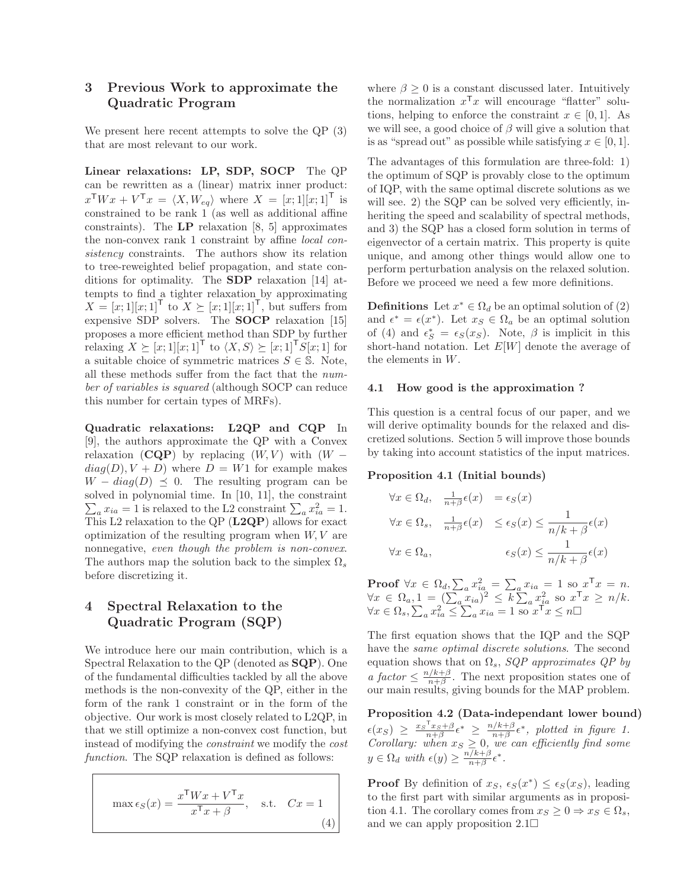## 3 Previous Work to approximate the Quadratic Program

We present here recent attempts to solve the QP (3) that are most relevant to our work.

**Linear relaxations: LP, SDP, SOCP** The QP can be rewritten as a (linear) matrix inner product: $x^\mathsf{T} W x + V^\mathsf{T} x = \langle X, W_{eq} \rangle$ where $X = [x; 1][x; 1]^\mathsf{T}$ is constrained to be rank 1 (as well as additional affine constraints). The **LP** relaxation [8, 5] approximates the non-convex rank 1 constraint by affine *local consistency* constraints. The authors show its relation to tree-reweighted belief propagation, and state conditions for optimality. The **SDP** relaxation [14] attempts to find a tighter relaxation by approximating $X = [x; 1][x; 1]^\mathsf{T}$ to $X \succeq [x; 1][x; 1]^\mathsf{T}$, but suffers from expensive SDP solvers. The **SOCP** relaxation [15] proposes a more efficient method than SDP by further relaxing $X \succeq [x; 1][x; 1]^\mathsf{T}$ to $\langle X, S \rangle \succeq [x; 1]^\mathsf{T} S [x; 1]$ for a suitable choice of symmetric matrices $S \in \mathbb{S}$. Note, all these methods suffer from the fact that the *number of variables is squared* (although SOCP can reduce this number for certain types of MRFs).

**Quadratic relaxations: L2QP and CQP** In [9], the authors approximate the QP with a Convex relaxation (**CQP**) by replacing $(W, V)$ with $(W - diag(D), V + D)$ where $D = W1$ for example makes $W - diag(D) \preceq 0$. The resulting program can be solved in polynomial time. In [10, 11], the constraint $\sum_a x_{ia} = 1$ is relaxed to the L2 constraint $\sum_a x_{ia}^2 = 1$. This L2 relaxation to the QP (**L2QP**) allows for exact optimization of the resulting program when $W, V$ are nonnegative, *even though the problem is non-convex*. The authors map the solution back to the simplex $\Omega_s$ before discretizing it.

## 4 Spectral Relaxation to the Quadratic Program (SQP)

We introduce here our main contribution, which is a Spectral Relaxation to the QP (denoted as **SQP**). One of the fundamental difficulties tackled by all the above methods is the non-convexity of the QP, either in the form of the rank 1 constraint or in the form of the objective. Our work is most closely related to L2QP, in that we still optimize a non-convex cost function, but instead of modifying the *constraint* we modify the *cost function*. The SQP relaxation is defined as follows:

$$\max \epsilon_S(x) = \frac{x^\mathsf{T} W x + V^\mathsf{T} x}{x^\mathsf{T} x + \beta}, \quad \text{s.t.} \quad Cx = 1 \tag{4}$$

where $\beta \geq 0$ is a constant discussed later. Intuitively the normalization $x^\mathsf{T} x$ will encourage "flatter" solutions, helping to enforce the constraint $x \in [0, 1]$. As we will see, a good choice of $\beta$ will give a solution that is as "spread out" as possible while satisfying $x \in [0, 1]$.

The advantages of this formulation are three-fold: 1) the optimum of SQP is provably close to the optimum of IQP, with the same optimal discrete solutions as we will see. 2) the SQP can be solved very efficiently, inheriting the speed and scalability of spectral methods, and 3) the SQP has a closed form solution in terms of eigenvector of a certain matrix. This property is quite unique, and among other things would allow one to perform perturbation analysis on the relaxed solution. Before we proceed we need a few more definitions.

**Definitions** Let $x^* \in \Omega_d$ be an optimal solution of (2) and $\epsilon^* = \epsilon(x^*)$. Let $x_S \in \Omega_a$ be an optimal solution of (4) and $\epsilon_S^* = \epsilon_S(x_S)$. Note, $\beta$ is implicit in this short-hand notation. Let $E[W]$ denote the average of the elements in $W$.

### 4.1 How good is the approximation ?

This question is a central focus of our paper, and we will derive optimality bounds for the relaxed and discretized solutions. Section 5 will improve those bounds by taking into account statistics of the input matrices.

**Proposition 4.1 (Initial bounds)**

$$\begin{aligned}
\forall x \in \Omega_d, \quad \tfrac{1}{n+\beta}\epsilon(x) &= \epsilon_S(x) \\
\forall x \in \Omega_s, \quad \tfrac{1}{n+\beta}\epsilon(x) &\leq \epsilon_S(x) \leq \frac{1}{n/k+\beta}\epsilon(x) \\
\forall x \in \Omega_a, \quad \quad \quad \quad \quad & \epsilon_S(x) \leq \frac{1}{n/k+\beta}\epsilon(x)
\end{aligned}$$

**Proof** $\forall x \in \Omega_d, \sum_a x_{ia}^2 = \sum_a x_{ia} = 1$ so $x^\mathsf{T} x = n$. $\forall x \in \Omega_a, 1 = (\sum_a x_{ia})^2 \leq k \sum_a x_{ia}^2$ so $x^\mathsf{T} x \geq n/k$. $\forall x \in \Omega_s, \sum_a x_{ia}^2 \leq \sum_a x_{ia} = 1$ so $x^\mathsf{T} x \leq n$□

The first equation shows that the IQP and the SQP have the *same optimal discrete solutions*. The second equation shows that on $\Omega_s$, *SQP approximates QP by a factor* $\leq \frac{n/k+\beta}{n+\beta}$. The next proposition states one of our main results, giving bounds for the MAP problem.

**Proposition 4.2 (Data-independant lower bound)** $\epsilon(x_S) \geq \frac{x_S{}^\mathsf{T} x_S + \beta}{n+\beta}\epsilon^* \geq \frac{n/k+\beta}{n+\beta}\epsilon^*$, *plotted in figure 1. Corollary: when* $x_S \geq 0$*, we can efficiently find some* $y \in \Omega_d$ *with* $\epsilon(y) \geq \frac{n/k+\beta}{n+\beta}\epsilon^*$.

**Proof** By definition of $x_S$, $\epsilon_S(x^*) \leq \epsilon_S(x_S)$, leading to the first part with similar arguments as in proposition 4.1. The corollary comes from $x_S \geq 0 \Rightarrow x_S \in \Omega_s$, and we can apply proposition 2.1□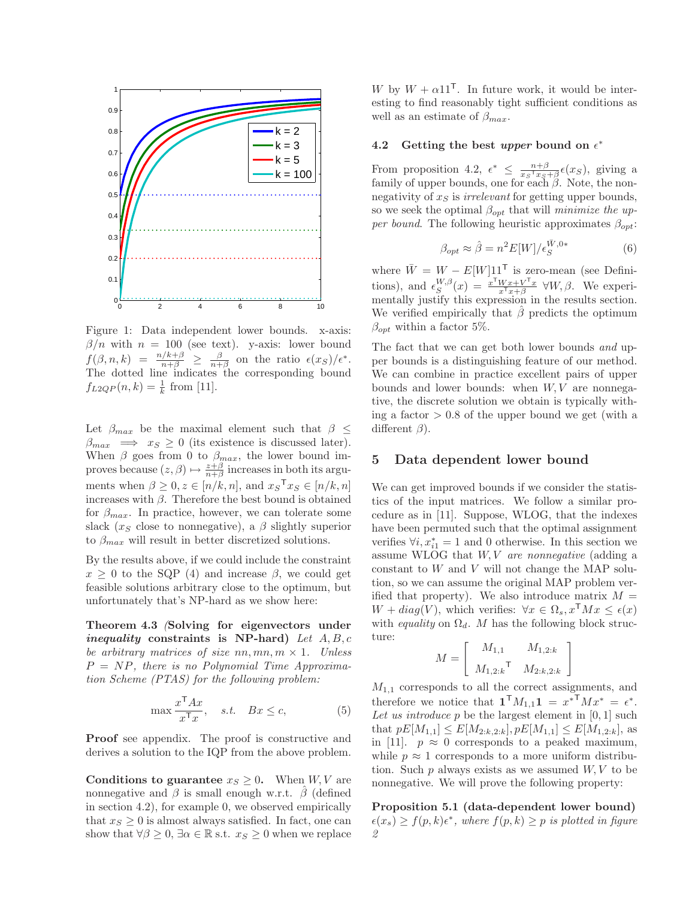Figure 1: Data independent lower bounds. x-axis: $\beta/n$ with $n = 100$ (see text). y-axis: lower bound $f(\beta, n, k) = \frac{n/k+\beta}{n+\beta} \geq \frac{\beta}{n+\beta}$ on the ratio $\epsilon(x_S)/\epsilon^*$. The dotted line indicates the corresponding bound $f_{L2QP}(n, k) = \frac{1}{k}$ from [11].

Let $\beta_{max}$ be the maximal element such that $\beta \leq \beta_{max} \implies x_S \geq 0$ (its existence is discussed later). When $\beta$ goes from 0 to $\beta_{max}$, the lower bound improves because $(z, \beta) \mapsto \frac{z+\beta}{n+\beta}$ increases in both its arguments when $\beta \geq 0, z \in [n/k, n]$, and ${x_S}^\mathsf{T} x_S \in [n/k, n]$ increases with $\beta$. Therefore the best bound is obtained for $\beta_{max}$. In practice, however, we can tolerate some slack ($x_S$ close to nonnegative), a $\beta$ slightly superior to $\beta_{max}$ will result in better discretized solutions.

By the results above, if we could include the constraint $x \geq 0$ to the SQP (4) and increase $\beta$, we could get feasible solutions arbitrary close to the optimum, but unfortunately that's NP-hard as we show here:

**Theorem 4.3** *(***Solving for eigenvectors under** ***inequality*** **constraints is NP-hard***) Let $A, B, c$ be arbitrary matrices of size $nn, mn, m \times 1$. Unless $P = NP$, there is no Polynomial Time Approximation Scheme (PTAS) for the following problem:*

$$\max \frac{x^\mathsf{T} A x}{x^\mathsf{T} x}, \quad s.t. \quad Bx \leq c, \tag{5}$$

**Proof** see appendix. The proof is constructive and derives a solution to the IQP from the above problem.

**Conditions to guarantee $x_S \geq 0$.** When $W, V$ are nonnegative and $\beta$ is small enough w.r.t. $\hat{\beta}$ (defined in section 4.2), for example 0, we observed empirically that $x_S \geq 0$ is almost always satisfied. In fact, one can show that $\forall \beta \geq 0, \exists \alpha \in \mathbb{R}$ s.t. $x_S \geq 0$ when we replace $W$ by $W + \alpha 11^\mathsf{T}$. In future work, it would be interesting to find reasonably tight sufficient conditions as well as an estimate of $\beta_{max}$.

### 4.2 Getting the best *upper* bound on $\epsilon^*$

From proposition 4.2, $\epsilon^* \leq \frac{n+\beta}{{x_S}^\mathsf{T} x_S + \beta} \epsilon(x_S)$, giving a family of upper bounds, one for each $\beta$. Note, the nonnegativity of $x_S$ is *irrelevant* for getting upper bounds, so we seek the optimal $\beta_{opt}$ that will *minimize the upper bound*. The following heuristic approximates $\beta_{opt}$:

$$\beta_{opt} \approx \hat{\beta} = n^2 E[W] / \epsilon_S^{\bar{W}, 0*} \tag{6}$$

where $\bar{W} = W - E[W]11^\mathsf{T}$ is zero-mean (see Definitions), and $\epsilon_S^{W,\beta}(x) = \frac{x^\mathsf{T} W x + V^\mathsf{T} x}{x^\mathsf{T} x + \beta}$ $\forall W, \beta$. We experimentally justify this expression in the results section. We verified empirically that $\hat{\beta}$ predicts the optimum $\beta_{opt}$ within a factor 5%.

The fact that we can get both lower bounds *and* upper bounds is a distinguishing feature of our method. We can combine in practice excellent pairs of upper bounds and lower bounds: when $W, V$ are nonnegative, the discrete solution we obtain is typically withing a factor $> 0.8$ of the upper bound we get (with a different $\beta$).

## 5 Data dependent lower bound

We can get improved bounds if we consider the statistics of the input matrices. We follow a similar procedure as in [11]. Suppose, WLOG, that the indexes have been permuted such that the optimal assignment verifies $\forall i, x^*_{i1} = 1$ and 0 otherwise. In this section we assume WLOG that $W, V$ *are nonnegative* (adding a constant to $W$ and $V$ will not change the MAP solution, so we can assume the original MAP problem verified that property). We also introduce matrix $M = W + diag(V)$, which verifies: $\forall x \in \Omega_s, x^\mathsf{T} M x \leq \epsilon(x)$ with *equality* on $\Omega_d$. $M$ has the following block structure:

$$M = \begin{bmatrix} M_{1,1} & M_{1,2:k} \\ {M_{1,2:k}}^\mathsf{T} & M_{2:k,2:k} \end{bmatrix}$$

$M_{1,1}$ corresponds to all the correct assignments, and therefore we notice that $\mathbf{1}^\mathsf{T} M_{1,1} \mathbf{1} = {x^*}^\mathsf{T} M x^* = \epsilon^*$. *Let us introduce* $p$ be the largest element in $[0, 1]$ such that $pE[M_{1,1}] \leq E[M_{2:k,2:k}], pE[M_{1,1}] \leq E[M_{1,2:k}]$, as in [11]. $p \approx 0$ corresponds to a peaked maximum, while $p \approx 1$ corresponds to a more uniform distribution. Such $p$ always exists as we assumed $W, V$ to be nonnegative. We will prove the following property:

**Proposition 5.1 (data-dependent lower bound)** *$\epsilon(x_s) \geq f(p, k)\epsilon^*$, where $f(p, k) \geq p$ is plotted in figure 2*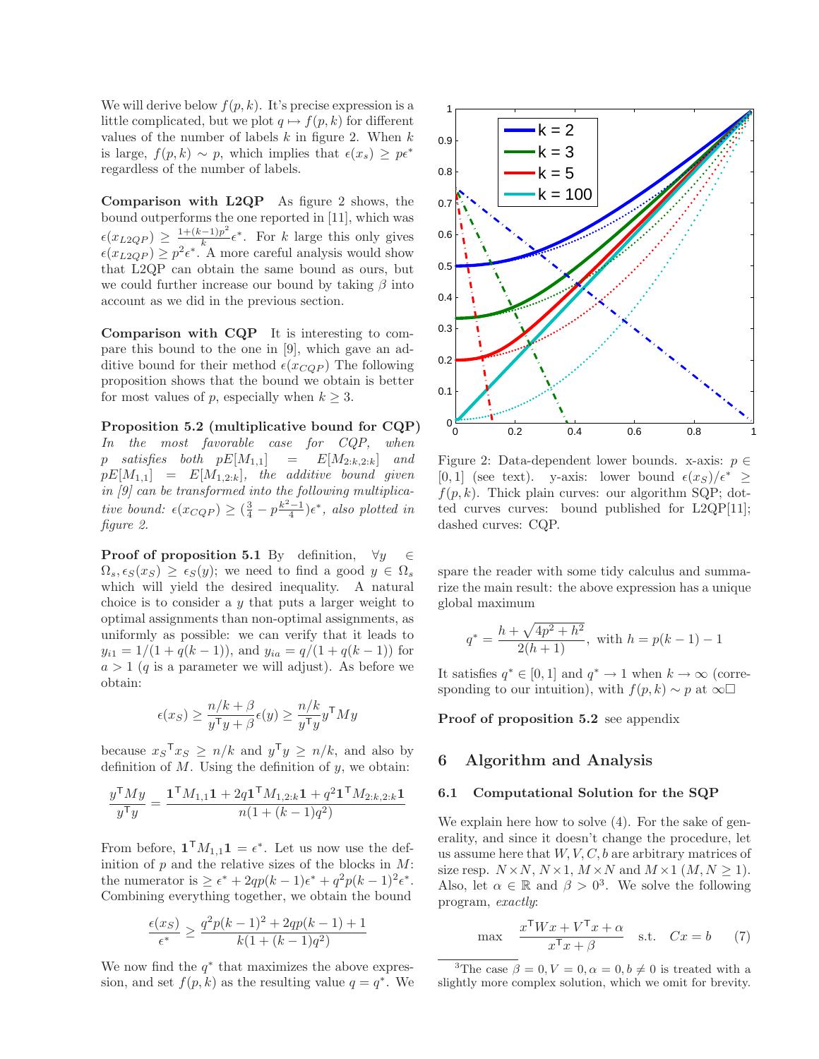We will derive below $f(p,k)$. It's precise expression is a little complicated, but we plot $q \mapsto f(p,k)$ for different values of the number of labels $k$ in figure 2. When $k$ is large, $f(p,k) \sim p$, which implies that $\epsilon(x_s) \geq p\epsilon^*$ regardless of the number of labels.

**Comparison with L2QP** As figure 2 shows, the bound outperforms the one reported in [11], which was $\epsilon(x_{L2QP}) \geq \frac{1+(k-1)p^2}{k}\epsilon^*$. For $k$ large this only gives $\epsilon(x_{L2QP}) \geq p^2\epsilon^*$. A more careful analysis would show that L2QP can obtain the same bound as ours, but we could further increase our bound by taking $\beta$ into account as we did in the previous section.

**Comparison with CQP** It is interesting to compare this bound to the one in [9], which gave an additive bound for their method $\epsilon(x_{CQP})$ The following proposition shows that the bound we obtain is better for most values of $p$, especially when $k \geq 3$.

**Proposition 5.2 (multiplicative bound for CQP)** *In the most favorable case for CQP, when $p$ satisfies both $pE[M_{1,1}] = E[M_{2:k,2:k}]$ and $pE[M_{1,1}] = E[M_{1,2:k}]$, the additive bound given in [9] can be transformed into the following multiplicative bound: $\epsilon(x_{CQP}) \geq (\frac{3}{4} - p\frac{k^2-1}{4})\epsilon^*$, also plotted in figure 2.*

**Proof of proposition 5.1** By definition, $\forall y \in \Omega_s, \epsilon_S(x_S) \geq \epsilon_S(y)$; we need to find a good $y \in \Omega_s$ which will yield the desired inequality. A natural choice is to consider a $y$ that puts a larger weight to optimal assignments than non-optimal assignments, as uniformly as possible: we can verify that it leads to $y_{i1} = 1/(1+q(k-1))$, and $y_{ia} = q/(1+q(k-1))$ for $a > 1$ ($q$ is a parameter we will adjust). As before we obtain:

$$\epsilon(x_S) \geq \frac{n/k + \beta}{y^\intercal y + \beta}\epsilon(y) \geq \frac{n/k}{y^\intercal y} y^\intercal M y$$

because ${x_S}^\intercal x_S \geq n/k$ and $y^\intercal y \geq n/k$, and also by definition of $M$. Using the definition of $y$, we obtain:

$$\frac{y^\intercal M y}{y^\intercal y} = \frac{\mathbf{1}^\intercal M_{1,1}\mathbf{1} + 2q\mathbf{1}^\intercal M_{1,2:k}\mathbf{1} + q^2\mathbf{1}^\intercal M_{2:k,2:k}\mathbf{1}}{n(1+(k-1)q^2)}$$

From before, $\mathbf{1}^\intercal M_{1,1}\mathbf{1} = \epsilon^*$. Let us now use the definition of $p$ and the relative sizes of the blocks in $M$: the numerator is $\geq \epsilon^* + 2qp(k-1)\epsilon^* + q^2p(k-1)^2\epsilon^*$. Combining everything together, we obtain the bound

$$\frac{\epsilon(x_S)}{\epsilon^*} \geq \frac{q^2p(k-1)^2 + 2qp(k-1) + 1}{k(1+(k-1)q^2)}$$

We now find the $q^*$ that maximizes the above expression, and set $f(p,k)$ as the resulting value $q = q^*$. We spare the reader with some tidy calculus and summarize the main result: the above expression has a unique global maximum

$$q^* = \frac{h + \sqrt{4p^2 + h^2}}{2(h+1)}, \text{ with } h = p(k-1) - 1$$

It satisfies $q^* \in [0,1]$ and $q^* \to 1$ when $k \to \infty$ (corresponding to our intuition), with $f(p,k) \sim p$ at $\infty$ □

Figure 2: Data-dependent lower bounds. x-axis: $p \in [0,1]$ (see text). y-axis: lower bound $\epsilon(x_S)/\epsilon^* \geq f(p,k)$. Thick plain curves: our algorithm SQP; dotted curves curves: bound published for L2QP[11]; dashed curves: CQP.

**Proof of proposition 5.2** see appendix

## 6 Algorithm and Analysis

### 6.1 Computational Solution for the SQP

We explain here how to solve (4). For the sake of generality, and since it doesn't change the procedure, let us assume here that $W, V, C, b$ are arbitrary matrices of size resp. $N \times N$, $N \times 1$, $M \times N$ and $M \times 1$ ($M, N \geq 1$). Also, let $\alpha \in \mathbb{R}$ and $\beta > 0$[3]. We solve the following program, *exactly*:

$$\max \quad \frac{x^\intercal W x + V^\intercal x + \alpha}{x^\intercal x + \beta} \quad \text{s.t.} \quad Cx = b \tag{7}$$

[3] The case $\beta = 0, V = 0, \alpha = 0, b \neq 0$ is treated with a slightly more complex solution, which we omit for brevity.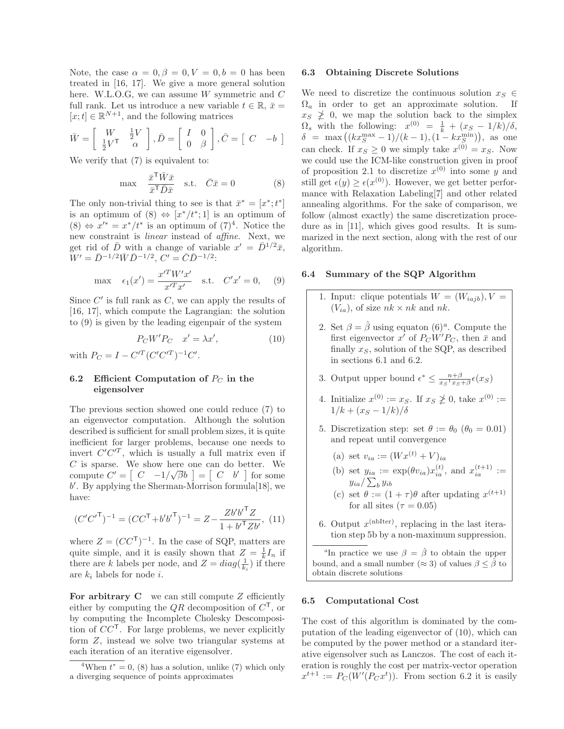Note, the case $\alpha = 0, \beta = 0, V = 0, b = 0$ has been treated in [16, 17]. We give a more general solution here. W.L.O.G, we can assume $W$ symmetric and $C$ full rank. Let us introduce a new variable $t \in \mathbb{R}$, $\bar{x} = [x; t] \in \mathbb{R}^{N+1}$, and the following matrices

$$\bar{W} = \begin{bmatrix} W & \frac{1}{2}V \\ \frac{1}{2}V^\mathsf{T} & \alpha \end{bmatrix}, \bar{D} = \begin{bmatrix} I & 0 \\ 0 & \beta \end{bmatrix}, \bar{C} = \begin{bmatrix} C & -b \end{bmatrix}$$

We verify that (7) is equivalent to:

$$\max \quad \frac{\bar{x}^\mathsf{T}\bar{W}\bar{x}}{\bar{x}^\mathsf{T}\bar{D}\bar{x}} \quad \text{s.t.} \quad \bar{C}\bar{x} = 0 \tag{8}$$

The only non-trivial thing to see is that $\bar{x}^* = [x^*; t^*]$ is an optimum of (8) $\Leftrightarrow$ $[x^*/t^*; 1]$ is an optimum of (8) $\Leftrightarrow$ $x'^* = x^*/t^*$ is an optimum of (7)[4]. Notice the new constraint is *linear* instead of *affine*. Next, we get rid of $\bar{D}$ with a change of variable $x' = \bar{D}^{1/2}\bar{x}$, $W' = \bar{D}^{-1/2}\bar{W}\bar{D}^{-1/2}$, $C' = \bar{C}\bar{D}^{-1/2}$:

$$\max \quad \epsilon_1(x') = \frac{x'^T W' x'}{x'^T x'} \quad \text{s.t.} \quad C'x' = 0, \tag{9}$$

Since $C'$ is full rank as $C$, we can apply the results of [16, 17], which compute the Lagrangian: the solution to (9) is given by the leading eigenpair of the system

$$P_C W' P_C \quad x' = \lambda x', \tag{10}$$

with $P_C = I - C'^T(C'C'^T)^{-1}C'$.

### 6.2 Efficient Computation of $P_C$ in the eigensolver

The previous section showed one could reduce (7) to an eigenvector computation. Although the solution described is sufficient for small problem sizes, it is quite inefficient for larger problems, because one needs to invert $C'C'^T$, which is usually a full matrix even if $C$ is sparse. We show here one can do better. We compute $C' = \begin{bmatrix} C & -1/\sqrt{\beta}b \end{bmatrix} = \begin{bmatrix} C & b' \end{bmatrix}$ for some $b'$. By applying the Sherman-Morrison formula[18], we have:

$$(C'C'^\mathsf{T})^{-1} = (CC^\mathsf{T} + b'b'^\mathsf{T})^{-1} = Z - \frac{Zb'b'^\mathsf{T}Z}{1 + b'^\mathsf{T}Zb'}, \tag{11}$$

where $Z = (CC^\mathsf{T})^{-1}$. In the case of SQP, matters are quite simple, and it is easily shown that $Z = \frac{1}{k}I_n$ if there are $k$ labels per node, and $Z = diag(\frac{1}{k_i})$ if there are $k_i$ labels for node $i$.

**For arbitrary C** we can still compute $Z$ efficiently either by computing the $QR$ decomposition of $C^\mathsf{T}$, or by computing the Incomplete Cholesky Descomposition of $CC^\mathsf{T}$. For large problems, we never explicitly form $Z$, instead we solve two triangular systems at each iteration of an iterative eigensolver.

[4] When $t^* = 0$, (8) has a solution, unlike (7) which only a diverging sequence of points approximates

### 6.3 Obtaining Discrete Solutions

We need to discretize the continuous solution $x_S \in \Omega_a$ in order to get an approximate solution. If $x_S \ngeq 0$, we map the solution back to the simplex $\Omega_s$ with the following: $x^{(0)} = \frac{1}{k} + (x_S - 1/k)/\delta$, $\delta = \max\left((kx_S^{\max} - 1)/(k-1), (1 - kx_S^{\min})\right)$, as one can check. If $x_S \geq 0$ we simply take $x^{(0)} = x_S$. Now we could use the ICM-like construction given in proof of proposition 2.1 to discretize $x^{(0)}$ into some $y$ and still get $\epsilon(y) \geq \epsilon(x^{(0)})$. However, we get better performance with Relaxation Labeling[7] and other related annealing algorithms. For the sake of comparison, we follow (almost exactly) the same discretization procedure as in [11], which gives good results. It is summarized in the next section, along with the rest of our algorithm.

### 6.4 Summary of the SQP Algorithm

1. Input: clique potentials $W = (W_{iajb}), V = (V_{ia})$, of size $nk \times nk$ and $nk$.
2. Set $\beta = \hat{\beta}$ using equaton (6)[a]. Compute the first eigenvector $x'$ of $P_C W' P_C$, then $\bar{x}$ and finally $x_S$, solution of the SQP, as described in sections 6.1 and 6.2.
3. Output upper bound $\epsilon^* \leq \frac{n+\beta}{x_S{}^\mathsf{T} x_S + \beta}\epsilon(x_S)$
4. Initialize $x^{(0)} := x_S$. If $x_S \ngeq 0$, take $x^{(0)} := 1/k + (x_S - 1/k)/\delta$
5. Discretization step: set $\theta := \theta_0$ ($\theta_0 = 0.01$) and repeat until convergence
   (a) set $v_{ia} := (Wx^{(t)} + V)_{ia}$
   (b) set $y_{ia} := \exp(\theta v_{ia})x_{ia}^{(t)}$, and $x_{ia}^{(t+1)} := y_{ia}/\sum_b y_{ib}$
   (c) set $\theta := (1+\tau)\theta$ after updating $x^{(t+1)}$ for all sites ($\tau = 0.05$)
6. Output $x^{(\text{nbIter})}$, replacing in the last iteration step 5b by a non-maximum suppression.

[a] In practice we use $\beta = \hat{\beta}$ to obtain the upper bound, and a small number ($\approx 3$) of values $\beta \leq \hat{\beta}$ to obtain discrete solutions

### 6.5 Computational Cost

The cost of this algorithm is dominated by the computation of the leading eigenvector of (10), which can be computed by the power method or a standard iterative eigensolver such as Lanczos. The cost of each iteration is roughly the cost per matrix-vector operation $x^{t+1} := P_C(W'(P_C x^t))$. From section 6.2 it is easily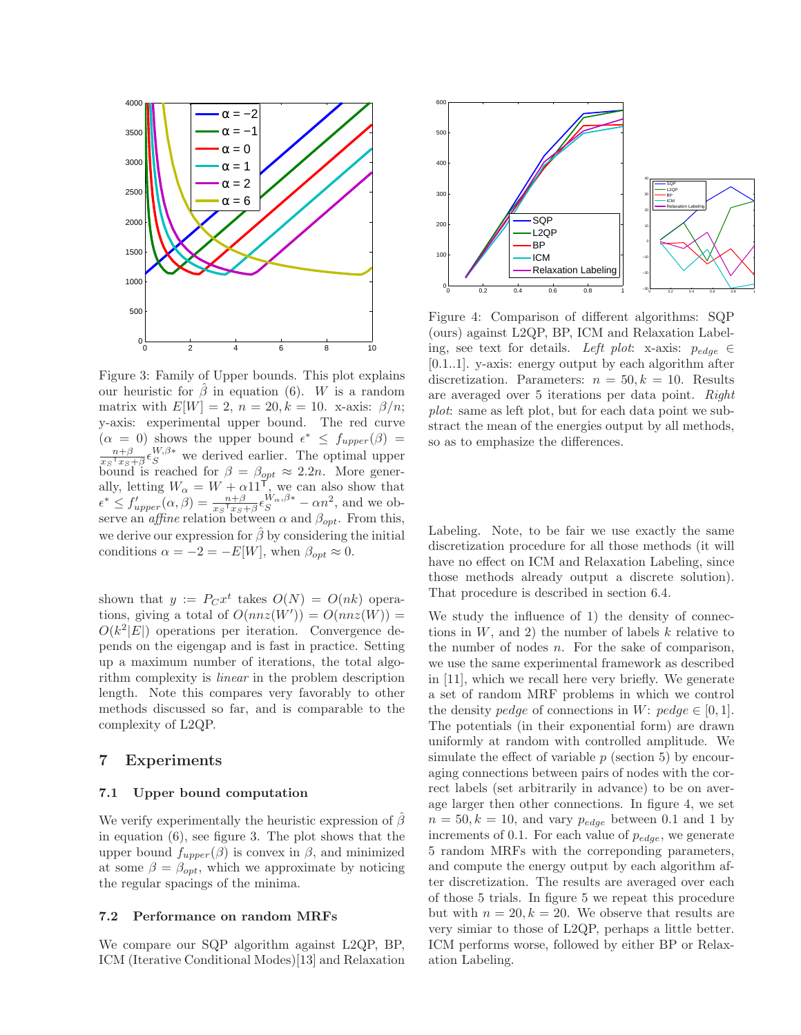Figure 3: Family of Upper bounds. This plot explains our heuristic for $\hat{\beta}$ in equation (6). $W$ is a random matrix with $E[W] = 2$, $n = 20, k = 10$. x-axis: $\beta/n$; y-axis: experimental upper bound. The red curve ($\alpha = 0$) shows the upper bound $\epsilon^* \leq f_{upper}(\beta) = \frac{n+\beta}{x_S{}^\intercal x_S+\beta}\epsilon_S^{W,\beta*}$ we derived earlier. The optimal upper bound is reached for $\beta = \beta_{opt} \approx 2.2n$. More generally, letting $W_\alpha = W + \alpha 11^\intercal$, we can also show that $\epsilon^* \leq f'_{upper}(\alpha, \beta) = \frac{n+\beta}{x_S{}^\intercal x_S+\beta}\epsilon_S^{W_\alpha,\beta*} - \alpha n^2$, and we observe an *affine* relation between $\alpha$ and $\beta_{opt}$. From this, we derive our expression for $\hat{\beta}$ by considering the initial conditions $\alpha = -2 = -E[W]$, when $\beta_{opt} \approx 0$.

shown that $y := P_C x^t$ takes $O(N) = O(nk)$ operations, giving a total of $O(nnz(W')) = O(nnz(W)) = O(k^2|E|)$ operations per iteration. Convergence depends on the eigengap and is fast in practice. Setting up a maximum number of iterations, the total algorithm complexity is *linear* in the problem description length. Note this compares very favorably to other methods discussed so far, and is comparable to the complexity of L2QP.

## 7 Experiments

### 7.1 Upper bound computation

We verify experimentally the heuristic expression of $\hat{\beta}$ in equation (6), see figure 3. The plot shows that the upper bound $f_{upper}(\beta)$ is convex in $\beta$, and minimized at some $\beta = \beta_{opt}$, which we approximate by noticing the regular spacings of the minima.

### 7.2 Performance on random MRFs

We compare our SQP algorithm against L2QP, BP, ICM (Iterative Conditional Modes)[13] and Relaxation Labeling. Note, to be fair we use exactly the same discretization procedure for all those methods (it will have no effect on ICM and Relaxation Labeling, since those methods already output a discrete solution). That procedure is described in section 6.4.

Figure 4: Comparison of different algorithms: SQP (ours) against L2QP, BP, ICM and Relaxation Labeling, see text for details. *Left plot*: x-axis: $p_{edge} \in [0.1..1]$. y-axis: energy output by each algorithm after discretization. Parameters: $n = 50, k = 10$. Results are averaged over 5 iterations per data point. *Right plot*: same as left plot, but for each data point we substract the mean of the energies output by all methods, so as to emphasize the differences.

We study the influence of 1) the density of connections in $W$, and 2) the number of labels $k$ relative to the number of nodes $n$. For the sake of comparison, we use the same experimental framework as described in [11], which we recall here very briefly. We generate a set of random MRF problems in which we control the density *pedge* of connections in $W$: *pedge* $\in [0, 1]$. The potentials (in their exponential form) are drawn uniformly at random with controlled amplitude. We simulate the effect of variable $p$ (section 5) by encouraging connections between pairs of nodes with the correct labels (set arbitrarily in advance) to be on average larger then other connections. In figure 4, we set $n = 50, k = 10$, and vary $p_{edge}$ between 0.1 and 1 by increments of 0.1. For each value of $p_{edge}$, we generate 5 random MRFs with the correponding parameters, and compute the energy output by each algorithm after discretization. The results are averaged over each of those 5 trials. In figure 5 we repeat this procedure but with $n = 20, k = 20$. We observe that results are very simiar to those of L2QP, perhaps a little better. ICM performs worse, followed by either BP or Relaxation Labeling.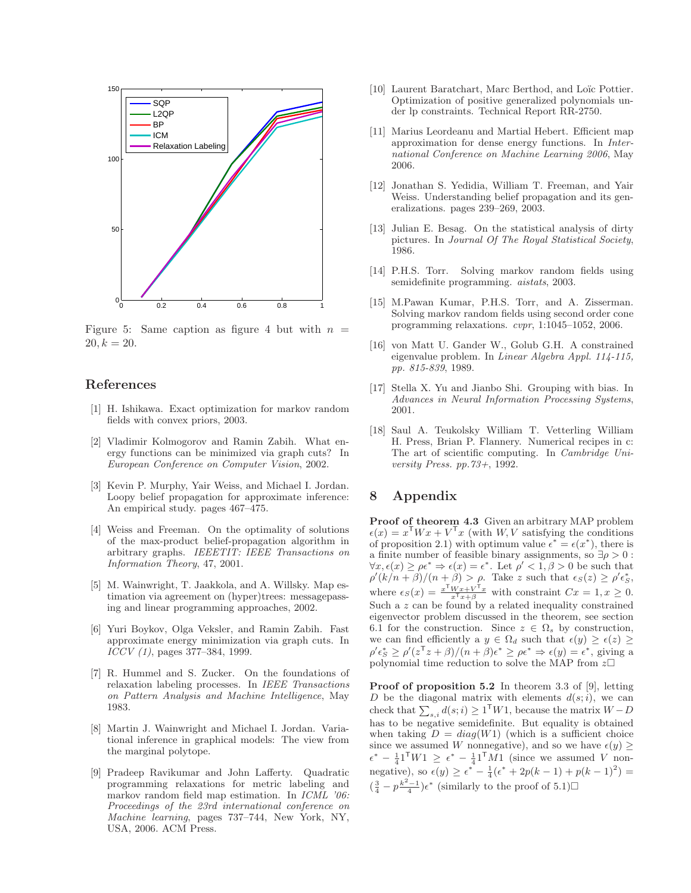150

100

50

0

0 0.2 0.4 0.6 0.8 1

SQP
L2QP
BP
ICM
Relaxation Labeling

Figure 5: Same caption as figure 4 but with $n = 20, k = 20$.

## References

[1] H. Ishikawa. Exact optimization for markov random fields with convex priors, 2003.

[2] Vladimir Kolmogorov and Ramin Zabih. What energy functions can be minimized via graph cuts? In *European Conference on Computer Vision*, 2002.

[3] Kevin P. Murphy, Yair Weiss, and Michael I. Jordan. Loopy belief propagation for approximate inference: An empirical study. pages 467–475.

[4] Weiss and Freeman. On the optimality of solutions of the max-product belief-propagation algorithm in arbitrary graphs. *IEEETIT: IEEE Transactions on Information Theory*, 47, 2001.

[5] M. Wainwright, T. Jaakkola, and A. Willsky. Map estimation via agreement on (hyper)trees: messagepassing and linear programming approaches, 2002.

[6] Yuri Boykov, Olga Veksler, and Ramin Zabih. Fast approximate energy minimization via graph cuts. In *ICCV (1)*, pages 377–384, 1999.

[7] R. Hummel and S. Zucker. On the foundations of relaxation labeling processes. In *IEEE Transactions on Pattern Analysis and Machine Intelligence*, May 1983.

[8] Martin J. Wainwright and Michael I. Jordan. Variational inference in graphical models: The view from the marginal polytope.

[9] Pradeep Ravikumar and John Lafferty. Quadratic programming relaxations for metric labeling and markov random field map estimation. In *ICML '06: Proceedings of the 23rd international conference on Machine learning*, pages 737–744, New York, NY, USA, 2006. ACM Press.

[10] Laurent Baratchart, Marc Berthod, and Loïc Pottier. Optimization of positive generalized polynomials under lp constraints. Technical Report RR-2750.

[11] Marius Leordeanu and Martial Hebert. Efficient map approximation for dense energy functions. In *International Conference on Machine Learning 2006*, May 2006.

[12] Jonathan S. Yedidia, William T. Freeman, and Yair Weiss. Understanding belief propagation and its generalizations. pages 239–269, 2003.

[13] Julian E. Besag. On the statistical analysis of dirty pictures. In *Journal Of The Royal Statistical Society*, 1986.

[14] P.H.S. Torr. Solving markov random fields using semidefinite programming. *aistats*, 2003.

[15] M.Pawan Kumar, P.H.S. Torr, and A. Zisserman. Solving markov random fields using second order cone programming relaxations. *cvpr*, 1:1045–1052, 2006.

[16] von Matt U. Gander W., Golub G.H. A constrained eigenvalue problem. In *Linear Algebra Appl. 114-115, pp. 815-839*, 1989.

[17] Stella X. Yu and Jianbo Shi. Grouping with bias. In *Advances in Neural Information Processing Systems*, 2001.

[18] Saul A. Teukolsky William T. Vetterling William H. Press, Brian P. Flannery. Numerical recipes in c: The art of scientific computing. In *Cambridge University Press. pp.73+*, 1992.

## 8 Appendix

**Proof of theorem 4.3** Given an arbitrary MAP problem $\epsilon(x) = x^\intercal W x + V^\intercal x$ (with $W, V$ satisfying the conditions of proposition 2.1) with optimum value $\epsilon^* = \epsilon(x^*)$, there is a finite number of feasible binary assignments, so $\exists \rho > 0 : \forall x, \epsilon(x) \geq \rho\epsilon^* \Rightarrow \epsilon(x) = \epsilon^*$. Let $\rho' < 1, \beta > 0$ be such that $\rho'(k/n + \beta)/(n + \beta) > \rho$. Take $z$ such that $\epsilon_S(z) \geq \rho'\epsilon_S^*$, where $\epsilon_S(x) = \frac{x^\intercal W x + V^\intercal x}{x^\intercal x + \beta}$ with constraint $Cx = 1, x \geq 0$. Such a $z$ can be found by a related inequality constrained eigenvector problem discussed in the theorem, see section 6.1 for the construction. Since $z \in \Omega_s$ by construction, we can find efficiently a $y \in \Omega_d$ such that $\epsilon(y) \geq \epsilon(z) \geq \rho'\epsilon_S^* \geq \rho'(z^\intercal z + \beta)/(n + \beta)\epsilon^* \geq \rho\epsilon^* \Rightarrow \epsilon(y) = \epsilon^*$, giving a polynomial time reduction to solve the MAP from $z$ □

**Proof of proposition 5.2** In theorem 3.3 of [9], letting $D$ be the diagonal matrix with elements $d(s;i)$, we can check that $\sum_{s,i} d(s;i) \geq 1^\intercal W 1$, because the matrix $W - D$ has to be negative semidefinite. But equality is obtained when taking $D = diag(W1)$ (which is a sufficient choice since we assumed $W$ nonnegative), and so we have $\epsilon(y) \geq \epsilon^* - \frac{1}{4}1^\intercal W 1 \geq \epsilon^* - \frac{1}{4}1^\intercal M 1$ (since we assumed $V$ nonnegative), so $\epsilon(y) \geq \epsilon^* - \frac{1}{4}(\epsilon^* + 2p(k-1) + p(k-1)^2) = (\frac{3}{4} - p\frac{k^2-1}{4})\epsilon^*$ (similarly to the proof of 5.1)□